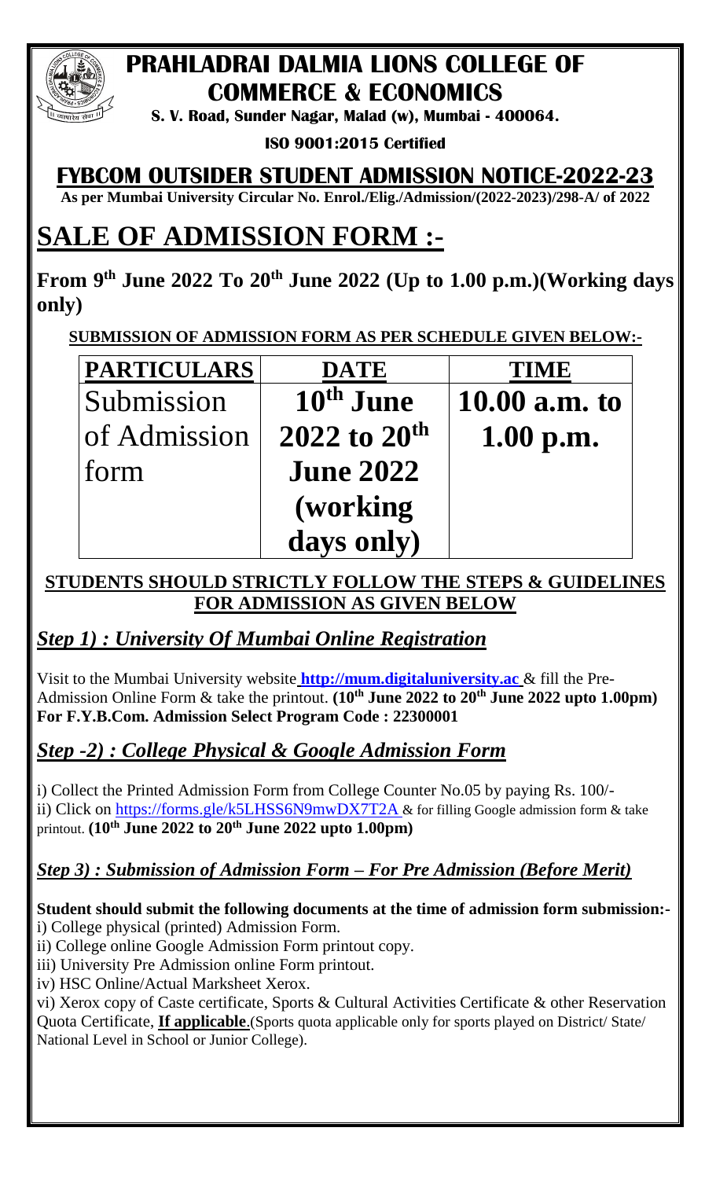# PRAHLADRAI DALMIA LIONS COLLEGE OF COMMERCE & ECONOMICS

**S. V. Road, Sunder Nagar, Malad (w), Mumbai - 400064.**

**ISO 9001:2015 Certified**

## FYBCOM OUTSIDER STUDENT ADMISSION NOTICE-2022-23

**As per Mumbai University Circular No. Enrol./Elig./Admission/(2022-2023)/298-A/ of 2022**

# SALE OF ADMISSION FORM :-

**From 9th June 2022 To 20th June 2022 (Up to 1.00 p.m.)(Working days only)**

**SUBMISSION OF ADMISSION FORM AS PER SCHEDULE GIVEN BELOW:-**

| PARTICULARS | DATE | TIME |
|---|---|---|
| Submission of Admission form | **10th June 2022 to 20th June 2022 (working days only)** | **10.00 a.m. to 1.00 p.m.** |

**STUDENTS SHOULD STRICTLY FOLLOW THE STEPS & GUIDELINES FOR ADMISSION AS GIVEN BELOW**

### *Step 1) : University Of Mumbai Online Registration*

Visit to the Mumbai University website **http://mum.digitaluniversity.ac** & fill the Pre-Admission Online Form & take the printout. **(10th June 2022 to 20th June 2022 upto 1.00pm)**
**For F.Y.B.Com. Admission Select Program Code : 22300001**

### *Step -2) : College Physical & Google Admission Form*

i) Collect the Printed Admission Form from College Counter No.05 by paying Rs. 100/-
ii) Click on https://forms.gle/k5LHSS6N9mwDX7T2A & for filling Google admission form & take printout. **(10th June 2022 to 20th June 2022 upto 1.00pm)**

### *Step 3) : Submission of Admission Form – For Pre Admission (Before Merit)*

**Student should submit the following documents at the time of admission form submission:-**

i) College physical (printed) Admission Form.
ii) College online Google Admission Form printout copy.
iii) University Pre Admission online Form printout.
iv) HSC Online/Actual Marksheet Xerox.
vi) Xerox copy of Caste certificate, Sports & Cultural Activities Certificate & other Reservation Quota Certificate, **If applicable**.(Sports quota applicable only for sports played on District/ State/ National Level in School or Junior College).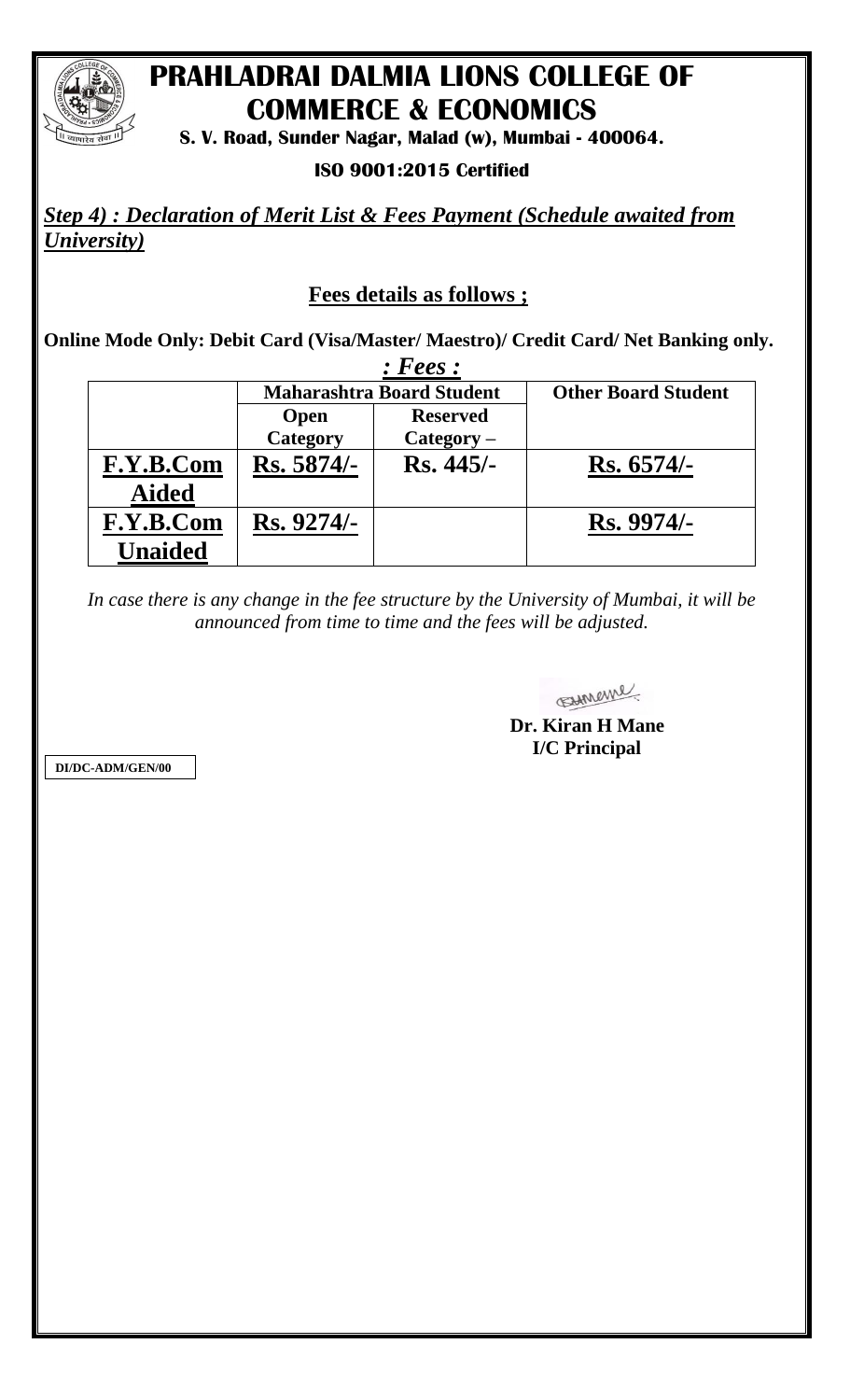# PRAHLADRAI DALMIA LIONS COLLEGE OF COMMERCE & ECONOMICS

**S. V. Road, Sunder Nagar, Malad (w), Mumbai - 400064.**

**ISO 9001:2015 Certified**

***Step 4) : Declaration of Merit List & Fees Payment (Schedule awaited from University)***

## Fees details as follows ;

**Online Mode Only: Debit Card (Visa/Master/ Maestro)/ Credit Card/ Net Banking only.**

***: Fees :***

| | Maharashtra Board Student | | Other Board Student |
|---|---|---|---|
| | Open Category | Reserved Category – | |
| **F.Y.B.Com Aided** | **Rs. 5874/-** | **Rs. 445/-** | **Rs. 6574/-** |
| **F.Y.B.Com Unaided** | **Rs. 9274/-** | | **Rs. 9974/-** |

*In case there is any change in the fee structure by the University of Mumbai, it will be announced from time to time and the fees will be adjusted.*

**Dr. Kiran H Mane**
**I/C Principal**

DI/DC-ADM/GEN/00